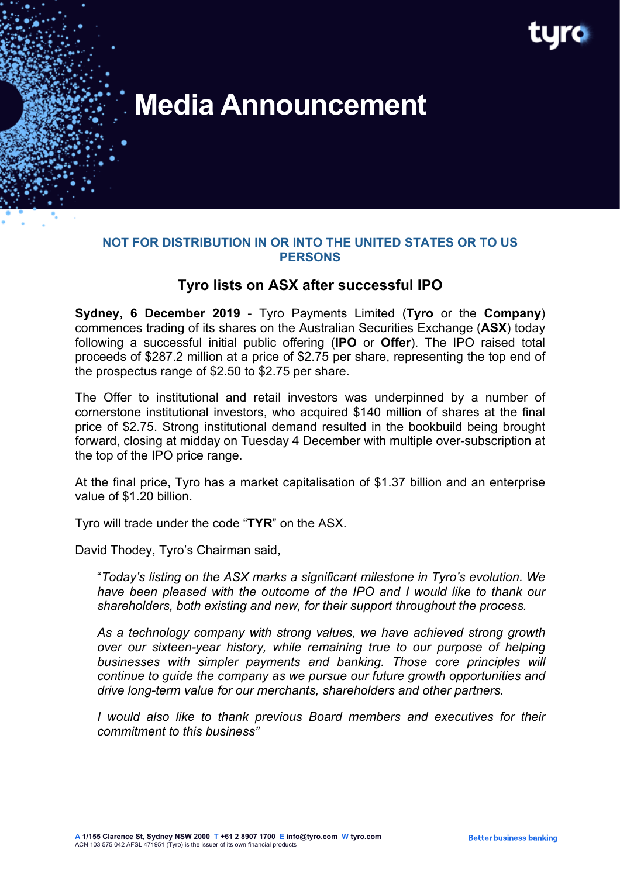# Media Announcement

**NOT FOR DISTRIBUTION IN OR INTO THE UNITED STATES OR TO US PERSONS**

## Tyro lists on ASX after successful IPO

**Sydney, 6 December 2019** - Tyro Payments Limited (**Tyro** or the **Company**) commences trading of its shares on the Australian Securities Exchange (**ASX**) today following a successful initial public offering (**IPO** or **Offer**). The IPO raised total proceeds of $287.2 million at a price of $2.75 per share, representing the top end of the prospectus range of $2.50 to $2.75 per share.

The Offer to institutional and retail investors was underpinned by a number of cornerstone institutional investors, who acquired $140 million of shares at the final price of $2.75. Strong institutional demand resulted in the bookbuild being brought forward, closing at midday on Tuesday 4 December with multiple over-subscription at the top of the IPO price range.

At the final price, Tyro has a market capitalisation of $1.37 billion and an enterprise value of $1.20 billion.

Tyro will trade under the code "**TYR**" on the ASX.

David Thodey, Tyro's Chairman said,

> "*Today's listing on the ASX marks a significant milestone in Tyro's evolution. We have been pleased with the outcome of the IPO and I would like to thank our shareholders, both existing and new, for their support throughout the process.*
>
> *As a technology company with strong values, we have achieved strong growth over our sixteen-year history, while remaining true to our purpose of helping businesses with simpler payments and banking. Those core principles will continue to guide the company as we pursue our future growth opportunities and drive long-term value for our merchants, shareholders and other partners.*
>
> *I would also like to thank previous Board members and executives for their commitment to this business"*

**A** 1/155 Clarence St, Sydney NSW 2000 **T** +61 2 8907 1700 **E** info@tyro.com **W** tyro.com
ACN 103 575 042 AFSL 471951 (Tyro) is the issuer of its own financial products

Better business banking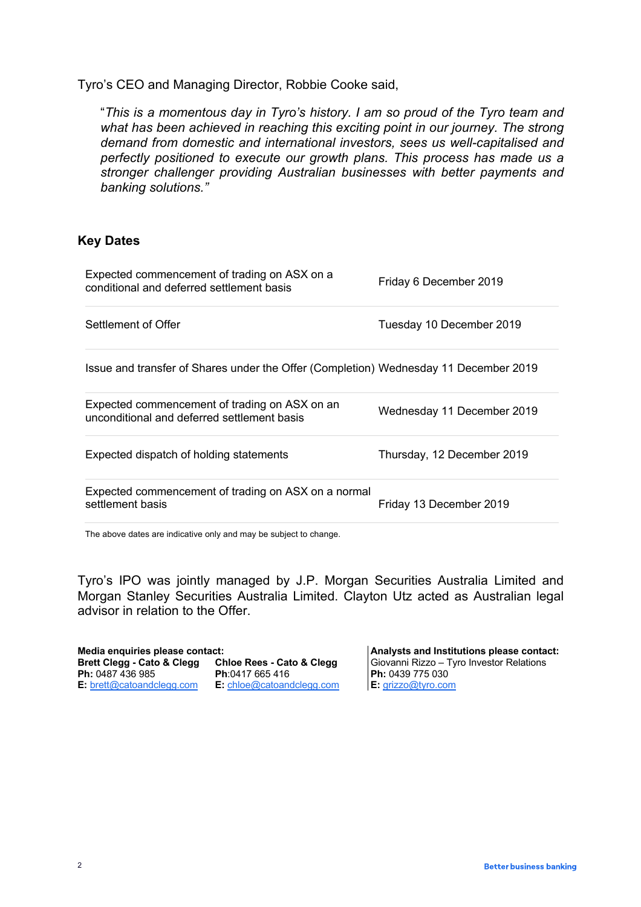Tyro's CEO and Managing Director, Robbie Cooke said,

> "*This is a momentous day in Tyro's history. I am so proud of the Tyro team and what has been achieved in reaching this exciting point in our journey. The strong demand from domestic and international investors, sees us well-capitalised and perfectly positioned to execute our growth plans. This process has made us a stronger challenger providing Australian businesses with better payments and banking solutions.*"

## Key Dates

| Event | Date |
|---|---|
| Expected commencement of trading on ASX on a conditional and deferred settlement basis | Friday 6 December 2019 |
| Settlement of Offer | Tuesday 10 December 2019 |
| Issue and transfer of Shares under the Offer (Completion) | Wednesday 11 December 2019 |
| Expected commencement of trading on ASX on an unconditional and deferred settlement basis | Wednesday 11 December 2019 |
| Expected dispatch of holding statements | Thursday, 12 December 2019 |
| Expected commencement of trading on ASX on a normal settlement basis | Friday 13 December 2019 |

The above dates are indicative only and may be subject to change.

Tyro's IPO was jointly managed by J.P. Morgan Securities Australia Limited and Morgan Stanley Securities Australia Limited. Clayton Utz acted as Australian legal advisor in relation to the Offer.

**Media enquiries please contact:**

**Brett Clegg - Cato & Clegg**
**Ph:** 0487 436 985
**E:** brett@catoandclegg.com

**Chloe Rees - Cato & Clegg**
**Ph**:0417 665 416
**E:** chloe@catoandclegg.com

**Analysts and Institutions please contact:**
Giovanni Rizzo – Tyro Investor Relations
**Ph:** 0439 775 030
**E:** grizzo@tyro.com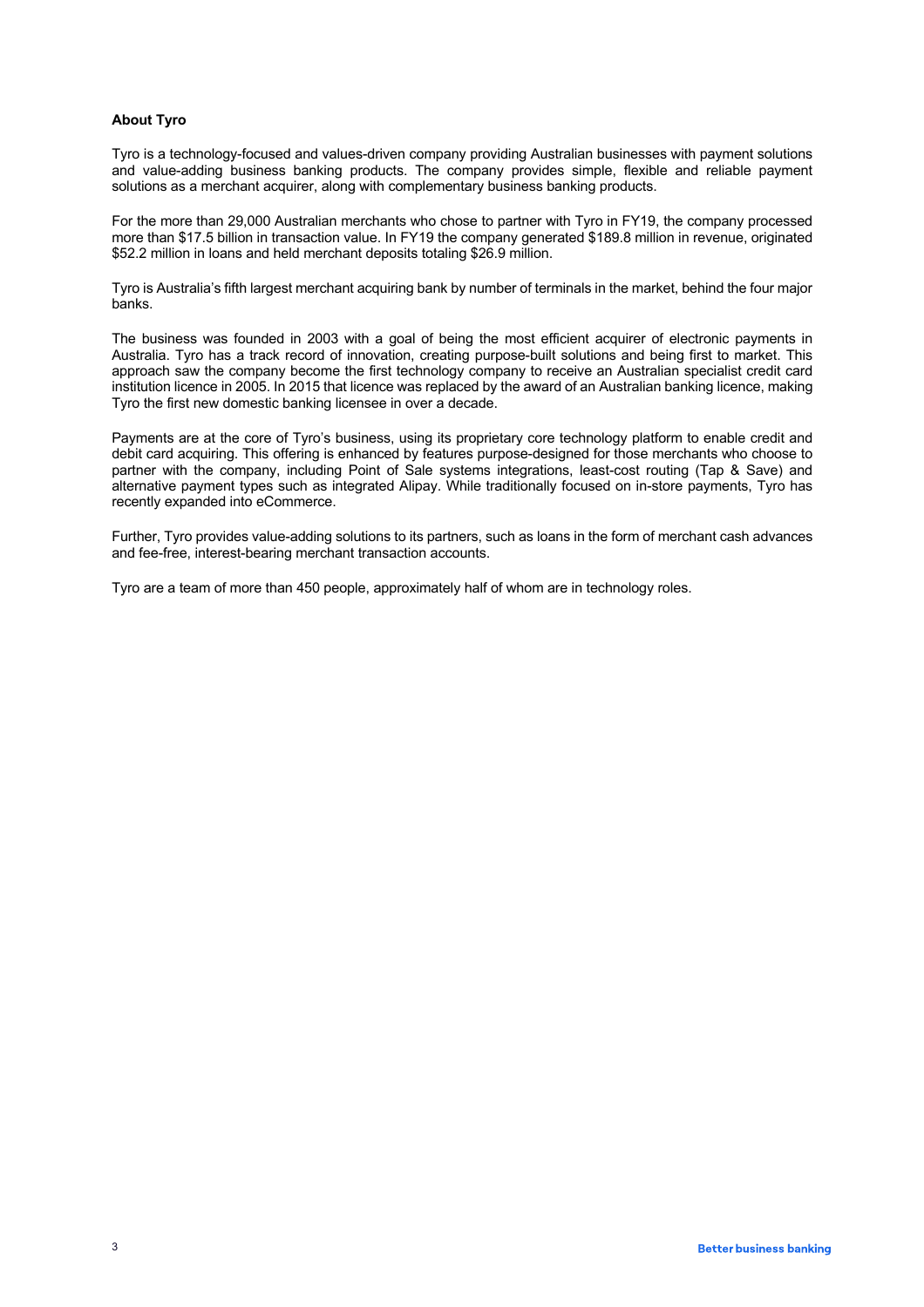**About Tyro**

Tyro is a technology-focused and values-driven company providing Australian businesses with payment solutions and value-adding business banking products. The company provides simple, flexible and reliable payment solutions as a merchant acquirer, along with complementary business banking products.

For the more than 29,000 Australian merchants who chose to partner with Tyro in FY19, the company processed more than $17.5 billion in transaction value. In FY19 the company generated $189.8 million in revenue, originated $52.2 million in loans and held merchant deposits totaling $26.9 million.

Tyro is Australia's fifth largest merchant acquiring bank by number of terminals in the market, behind the four major banks.

The business was founded in 2003 with a goal of being the most efficient acquirer of electronic payments in Australia. Tyro has a track record of innovation, creating purpose-built solutions and being first to market. This approach saw the company become the first technology company to receive an Australian specialist credit card institution licence in 2005. In 2015 that licence was replaced by the award of an Australian banking licence, making Tyro the first new domestic banking licensee in over a decade.

Payments are at the core of Tyro's business, using its proprietary core technology platform to enable credit and debit card acquiring. This offering is enhanced by features purpose-designed for those merchants who choose to partner with the company, including Point of Sale systems integrations, least-cost routing (Tap & Save) and alternative payment types such as integrated Alipay. While traditionally focused on in-store payments, Tyro has recently expanded into eCommerce.

Further, Tyro provides value-adding solutions to its partners, such as loans in the form of merchant cash advances and fee-free, interest-bearing merchant transaction accounts.

Tyro are a team of more than 450 people, approximately half of whom are in technology roles.